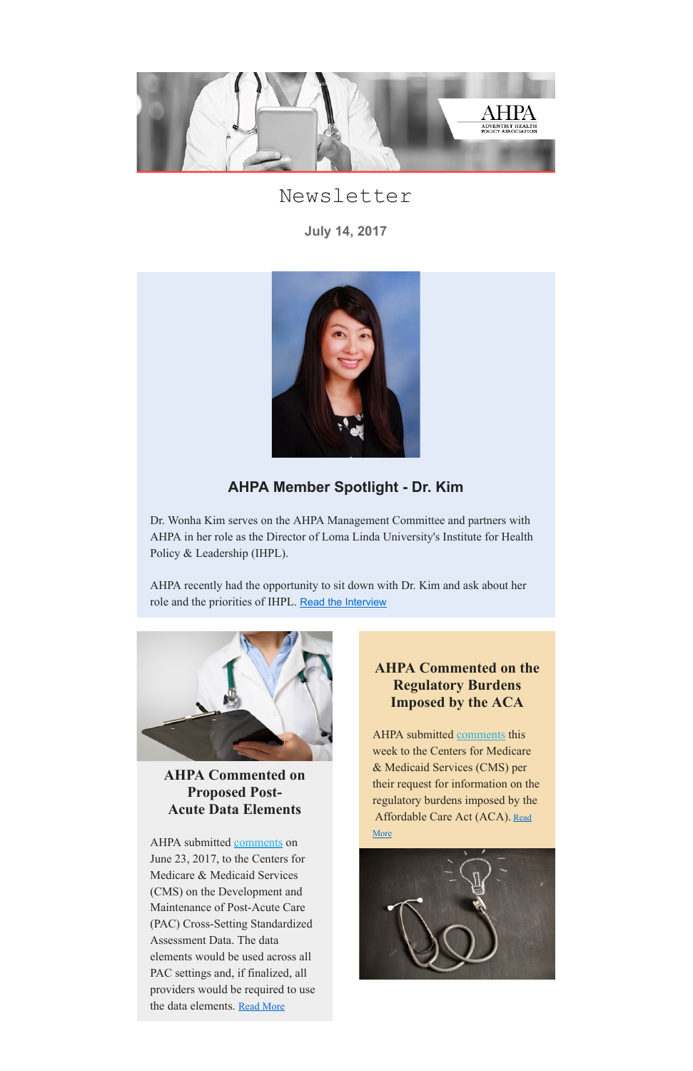# Newsletter

**July 14, 2017**

## AHPA Member Spotlight - Dr. Kim

Dr. Wonha Kim serves on the AHPA Management Committee and partners with AHPA in her role as the Director of Loma Linda University's Institute for Health Policy & Leadership (IHPL).

AHPA recently had the opportunity to sit down with Dr. Kim and ask about her role and the priorities of IHPL. Read the Interview

## AHPA Commented on Proposed Post-Acute Data Elements

AHPA submitted comments on June 23, 2017, to the Centers for Medicare & Medicaid Services (CMS) on the Development and Maintenance of Post-Acute Care (PAC) Cross-Setting Standardized Assessment Data. The data elements would be used across all PAC settings and, if finalized, all providers would be required to use the data elements. Read More

## AHPA Commented on the Regulatory Burdens Imposed by the ACA

AHPA submitted comments this week to the Centers for Medicare & Medicaid Services (CMS) per their request for information on the regulatory burdens imposed by the Affordable Care Act (ACA). Read More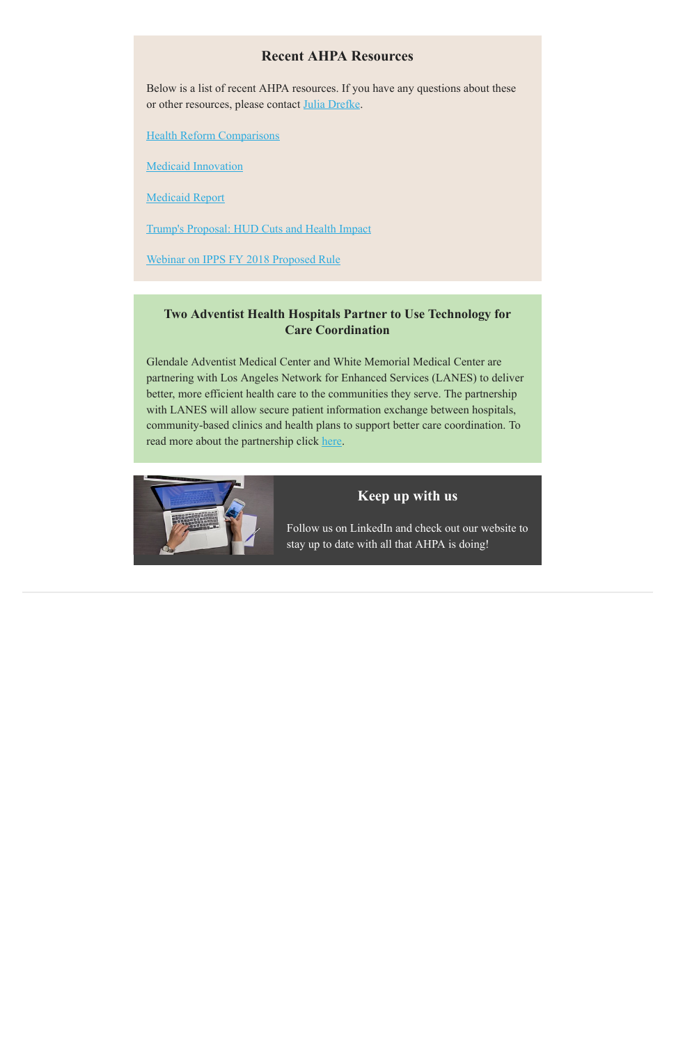## Recent AHPA Resources

Below is a list of recent AHPA resources. If you have any questions about these or other resources, please contact Julia Drefke.

Health Reform Comparisons

Medicaid Innovation

Medicaid Report

Trump's Proposal: HUD Cuts and Health Impact

Webinar on IPPS FY 2018 Proposed Rule

## Two Adventist Health Hospitals Partner to Use Technology for Care Coordination

Glendale Adventist Medical Center and White Memorial Medical Center are partnering with Los Angeles Network for Enhanced Services (LANES) to deliver better, more efficient health care to the communities they serve. The partnership with LANES will allow secure patient information exchange between hospitals, community-based clinics and health plans to support better care coordination. To read more about the partnership click here.

## Keep up with us

Follow us on LinkedIn and check out our website to stay up to date with all that AHPA is doing!